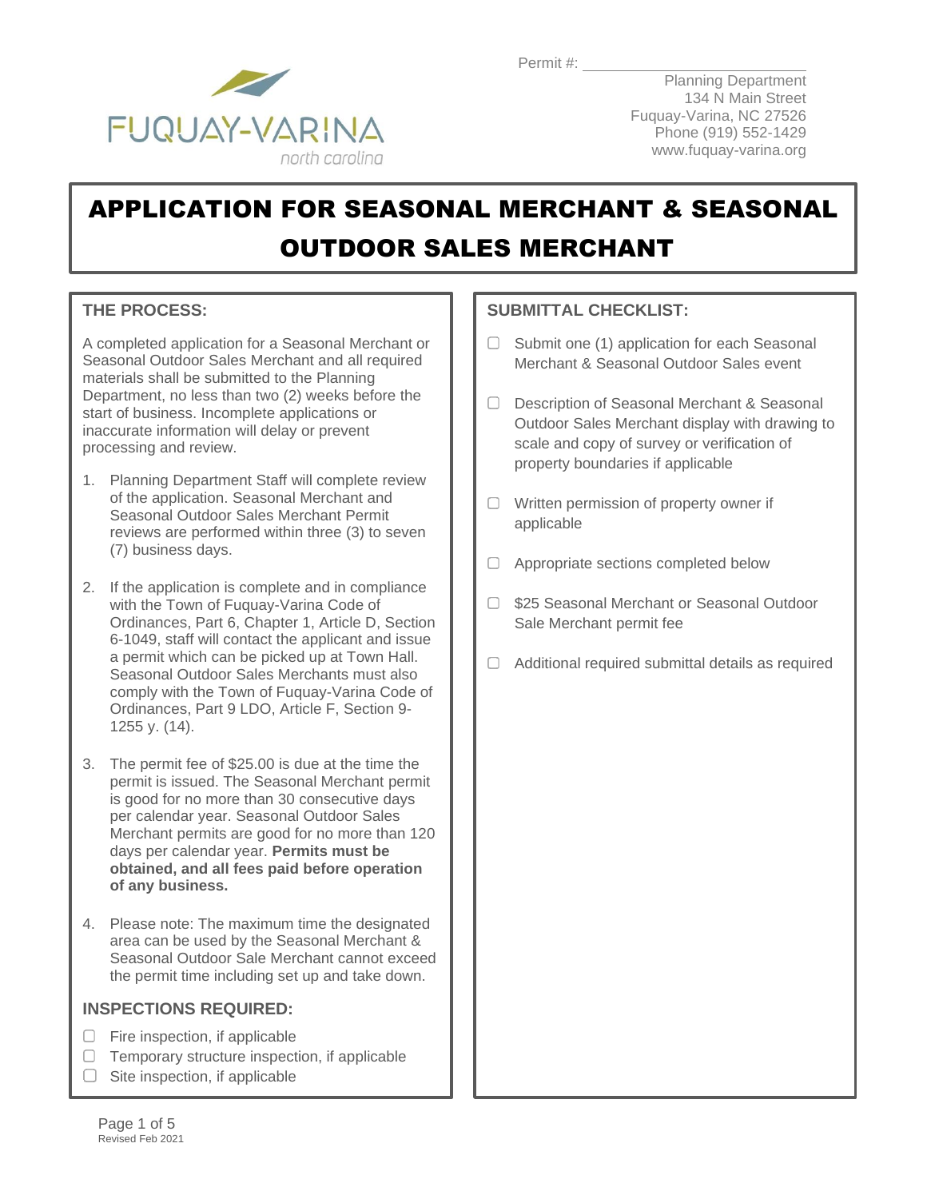Permit #: ____________________

Planning Department
134 N Main Street
Fuquay-Varina, NC 27526
Phone (919) 552-1429
www.fuquay-varina.org

# APPLICATION FOR SEASONAL MERCHANT & SEASONAL OUTDOOR SALES MERCHANT

## THE PROCESS:

A completed application for a Seasonal Merchant or Seasonal Outdoor Sales Merchant and all required materials shall be submitted to the Planning Department, no less than two (2) weeks before the start of business. Incomplete applications or inaccurate information will delay or prevent processing and review.

1. Planning Department Staff will complete review of the application. Seasonal Merchant and Seasonal Outdoor Sales Merchant Permit reviews are performed within three (3) to seven (7) business days.
2. If the application is complete and in compliance with the Town of Fuquay-Varina Code of Ordinances, Part 6, Chapter 1, Article D, Section 6-1049, staff will contact the applicant and issue a permit which can be picked up at Town Hall. Seasonal Outdoor Sales Merchants must also comply with the Town of Fuquay-Varina Code of Ordinances, Part 9 LDO, Article F, Section 9-1255 y. (14).
3. The permit fee of $25.00 is due at the time the permit is issued. The Seasonal Merchant permit is good for no more than 30 consecutive days per calendar year. Seasonal Outdoor Sales Merchant permits are good for no more than 120 days per calendar year. **Permits must be obtained, and all fees paid before operation of any business.**
4. Please note: The maximum time the designated area can be used by the Seasonal Merchant & Seasonal Outdoor Sale Merchant cannot exceed the permit time including set up and take down.

## INSPECTIONS REQUIRED:

- ☐ Fire inspection, if applicable
- ☐ Temporary structure inspection, if applicable
- ☐ Site inspection, if applicable

## SUBMITTAL CHECKLIST:

- ☐ Submit one (1) application for each Seasonal Merchant & Seasonal Outdoor Sales event
- ☐ Description of Seasonal Merchant & Seasonal Outdoor Sales Merchant display with drawing to scale and copy of survey or verification of property boundaries if applicable
- ☐ Written permission of property owner if applicable
- ☐ Appropriate sections completed below
- ☐ $25 Seasonal Merchant or Seasonal Outdoor Sale Merchant permit fee
- ☐ Additional required submittal details as required

Revised Feb 2021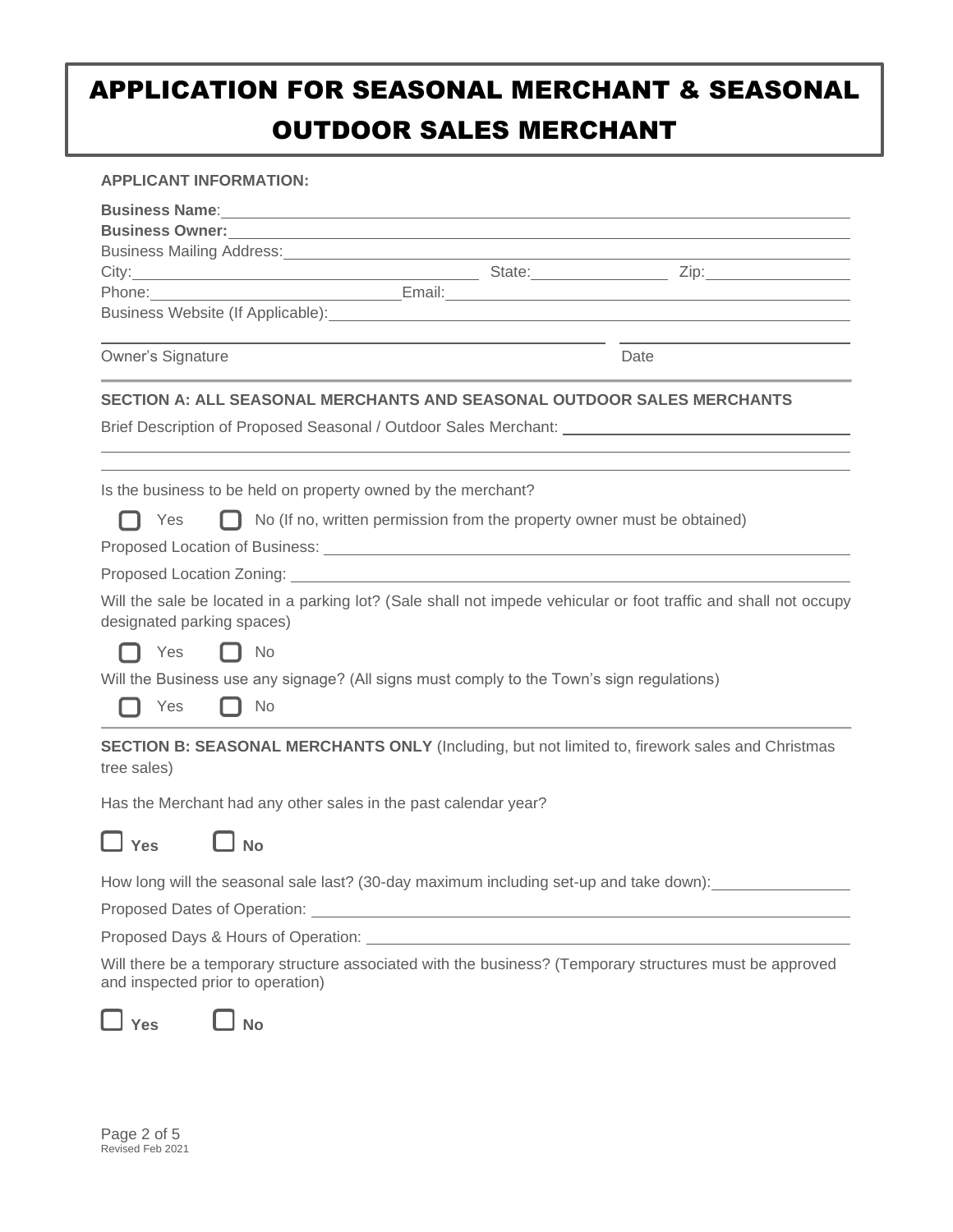# APPLICATION FOR SEASONAL MERCHANT & SEASONAL OUTDOOR SALES MERCHANT

**APPLICANT INFORMATION:**

**Business Name**: ______________________________

**Business Owner:** ______________________________

Business Mailing Address: ______________________________

City: ____________________ State: __________ Zip: __________

Phone: ____________________ Email: ____________________

Business Website (If Applicable): ______________________________

______________________________ ______________

Owner's Signature Date

**SECTION A: ALL SEASONAL MERCHANTS AND SEASONAL OUTDOOR SALES MERCHANTS**

Brief Description of Proposed Seasonal / Outdoor Sales Merchant: ______________________________

______________________________

______________________________

Is the business to be held on property owned by the merchant?

☐ Yes ☐ No (If no, written permission from the property owner must be obtained)

Proposed Location of Business: ______________________________

Proposed Location Zoning: ______________________________

Will the sale be located in a parking lot? (Sale shall not impede vehicular or foot traffic and shall not occupy designated parking spaces)

☐ Yes ☐ No

Will the Business use any signage? (All signs must comply to the Town's sign regulations)

☐ Yes ☐ No

**SECTION B: SEASONAL MERCHANTS ONLY** (Including, but not limited to, firework sales and Christmas tree sales)

Has the Merchant had any other sales in the past calendar year?

☐ **Yes** ☐ **No**

How long will the seasonal sale last? (30-day maximum including set-up and take down): __________

Proposed Dates of Operation: ______________________________

Proposed Days & Hours of Operation: ______________________________

Will there be a temporary structure associated with the business? (Temporary structures must be approved and inspected prior to operation)

☐ **Yes** ☐ **No**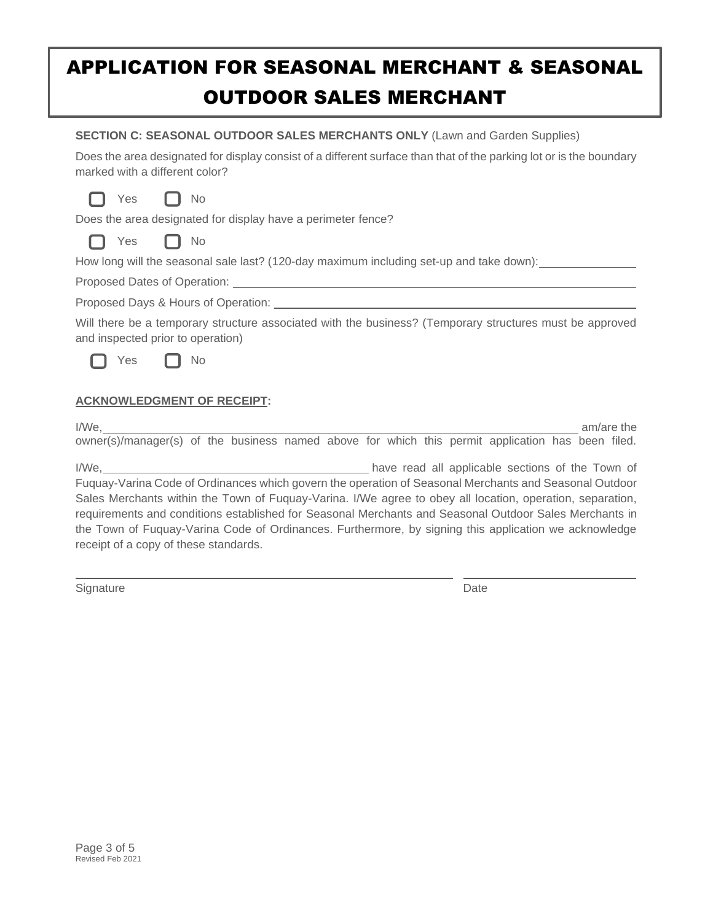# APPLICATION FOR SEASONAL MERCHANT & SEASONAL OUTDOOR SALES MERCHANT

**SECTION C: SEASONAL OUTDOOR SALES MERCHANTS ONLY** (Lawn and Garden Supplies)

Does the area designated for display consist of a different surface than that of the parking lot or is the boundary marked with a different color?

☐ Yes ☐ No

Does the area designated for display have a perimeter fence?

☐ Yes ☐ No

How long will the seasonal sale last? (120-day maximum including set-up and take down): ______________

Proposed Dates of Operation: ______________________________________________

Proposed Days & Hours of Operation: ______________________________________________

Will there be a temporary structure associated with the business? (Temporary structures must be approved and inspected prior to operation)

☐ Yes ☐ No

**ACKNOWLEDGMENT OF RECEIPT:**

I/We, ______________________________________________ am/are the owner(s)/manager(s) of the business named above for which this permit application has been filed.

I/We, ______________________________ have read all applicable sections of the Town of Fuquay-Varina Code of Ordinances which govern the operation of Seasonal Merchants and Seasonal Outdoor Sales Merchants within the Town of Fuquay-Varina. I/We agree to obey all location, operation, separation, requirements and conditions established for Seasonal Merchants and Seasonal Outdoor Sales Merchants in the Town of Fuquay-Varina Code of Ordinances. Furthermore, by signing this application we acknowledge receipt of a copy of these standards.

______________________________________________ ______________________

Signature Date

Revised Feb 2021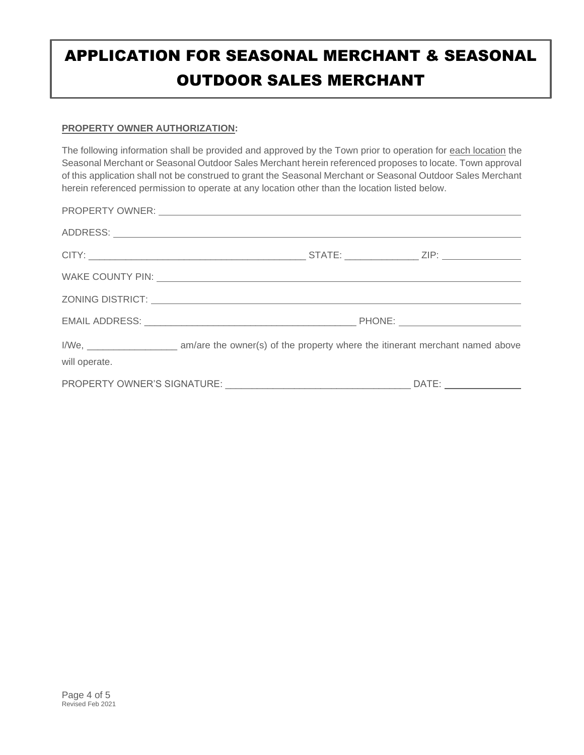# APPLICATION FOR SEASONAL MERCHANT & SEASONAL OUTDOOR SALES MERCHANT

**PROPERTY OWNER AUTHORIZATION:**

The following information shall be provided and approved by the Town prior to operation for each location the Seasonal Merchant or Seasonal Outdoor Sales Merchant herein referenced proposes to locate. Town approval of this application shall not be construed to grant the Seasonal Merchant or Seasonal Outdoor Sales Merchant herein referenced permission to operate at any location other than the location listed below.

PROPERTY OWNER: ______________________________________________

ADDRESS: ______________________________________________

CITY: ________________________ STATE: ____________ ZIP: ____________

WAKE COUNTY PIN: ______________________________________________

ZONING DISTRICT: ______________________________________________

EMAIL ADDRESS: ________________________ PHONE: ____________________

I/We, ________________ am/are the owner(s) of the property where the itinerant merchant named above will operate.

PROPERTY OWNER'S SIGNATURE: ______________________________ DATE: ____________

Revised Feb 2021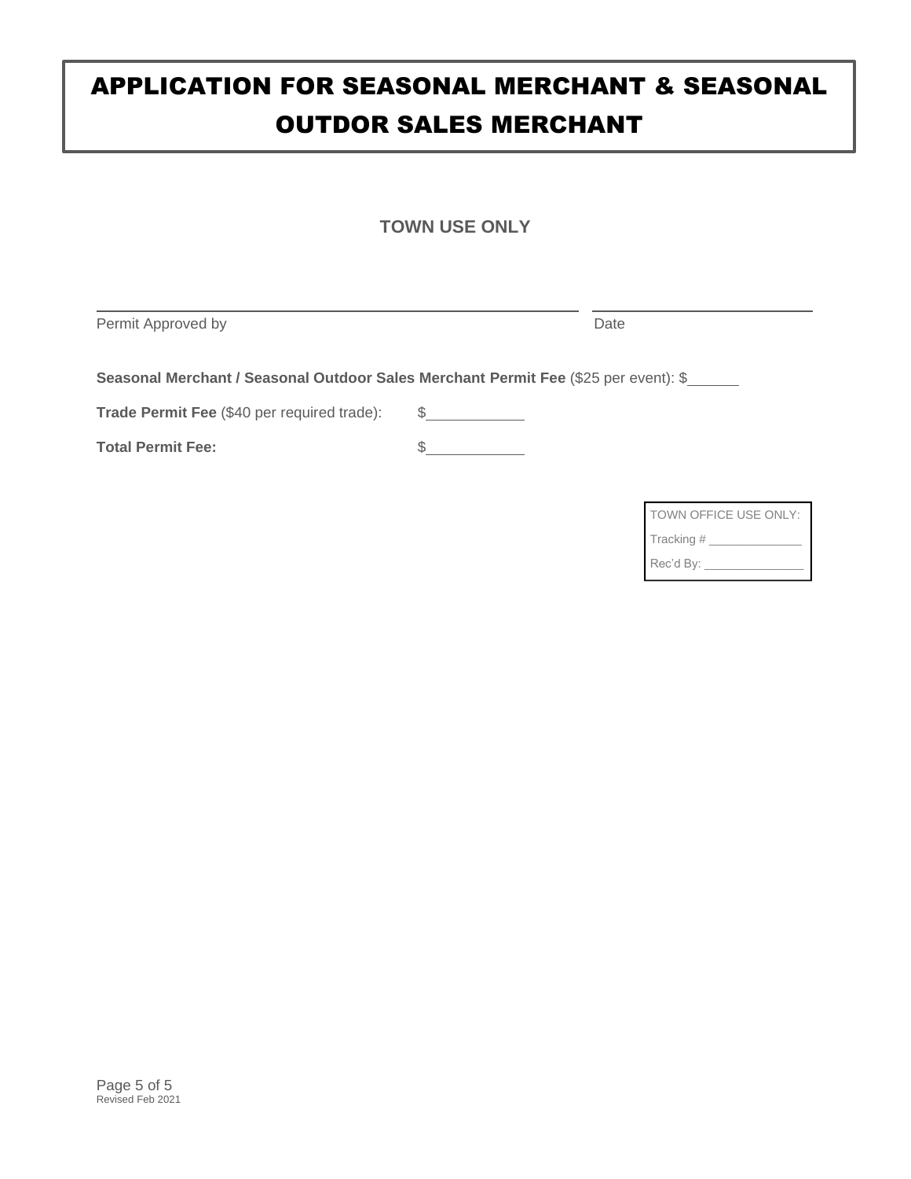# APPLICATION FOR SEASONAL MERCHANT & SEASONAL OUTDOR SALES MERCHANT

**TOWN USE ONLY**

\_\_\_\_\_\_\_\_\_\_\_\_\_\_\_\_\_\_\_\_\_\_\_\_\_\_\_\_\_\_\_\_\_\_\_\_\_\_\_\_\_\_\_\_ \_\_\_\_\_\_\_\_\_\_\_\_\_\_\_\_\_\_\_\_\_\_
Permit Approved by Date

**Seasonal Merchant / Seasonal Outdoor Sales Merchant Permit Fee** ($25 per event): $\_\_\_\_\_\_

**Trade Permit Fee** ($40 per required trade): $\_\_\_\_\_\_\_\_\_\_\_\_

**Total Permit Fee:** $\_\_\_\_\_\_\_\_\_\_\_\_

TOWN OFFICE USE ONLY:
Tracking # \_\_\_\_\_\_\_\_\_\_\_\_\_\_
Rec'd By: \_\_\_\_\_\_\_\_\_\_\_\_\_\_\_

Revised Feb 2021